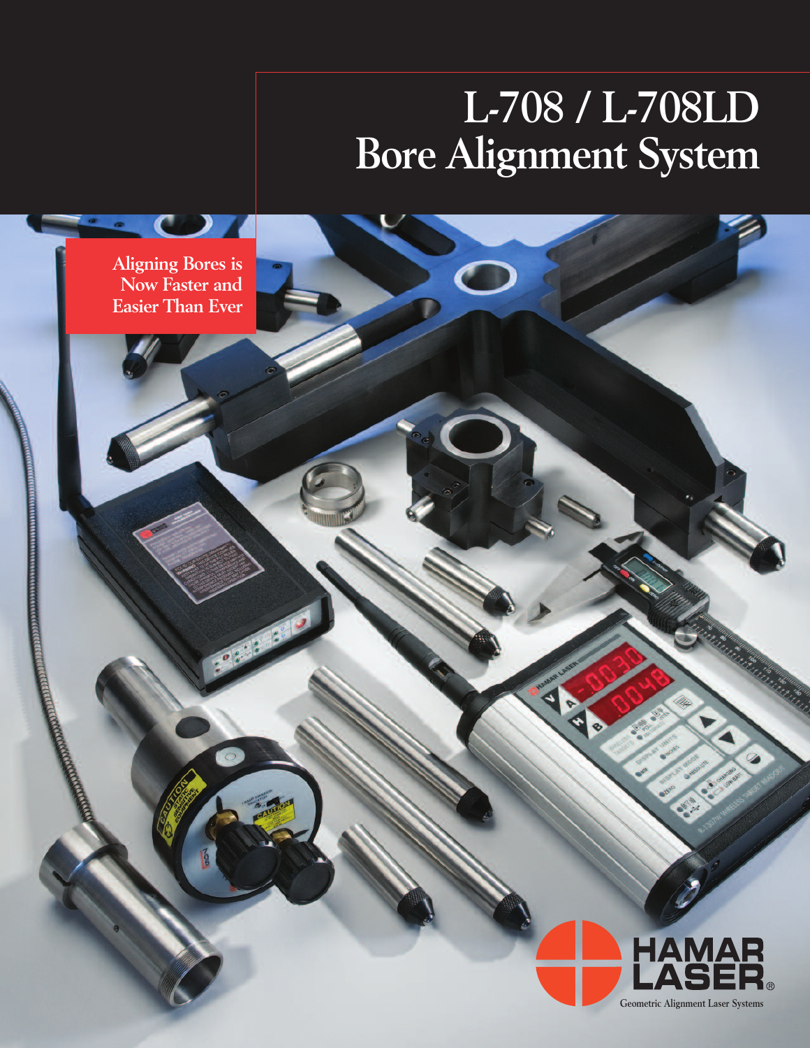# L-708 / L-708LD Bore Alignment System

**Aligning Bores is Now Faster and Easier Than Ever**

HAMAR LASER®

Geometric Alignment Laser Systems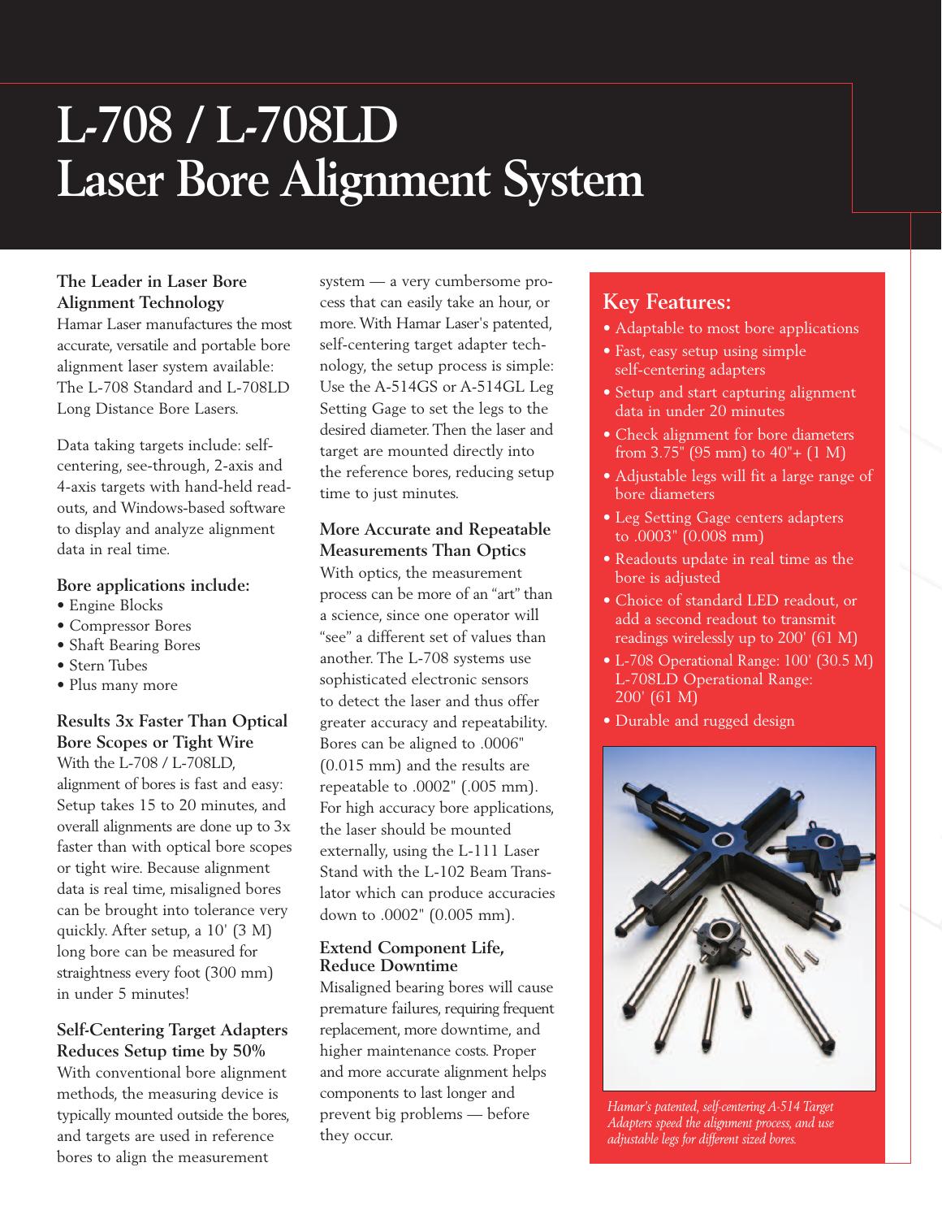# L-708 / L-708LD Laser Bore Alignment System

### The Leader in Laser Bore Alignment Technology

Hamar Laser manufactures the most accurate, versatile and portable bore alignment laser system available: The L-708 Standard and L-708LD Long Distance Bore Lasers.

Data taking targets include: self-centering, see-through, 2-axis and 4-axis targets with hand-held readouts, and Windows-based software to display and analyze alignment data in real time.

### Bore applications include:

- Engine Blocks
- Compressor Bores
- Shaft Bearing Bores
- Stern Tubes
- Plus many more

### Results 3x Faster Than Optical Bore Scopes or Tight Wire

With the L-708 / L-708LD, alignment of bores is fast and easy: Setup takes 15 to 20 minutes, and overall alignments are done up to 3x faster than with optical bore scopes or tight wire. Because alignment data is real time, misaligned bores can be brought into tolerance very quickly. After setup, a 10' (3 M) long bore can be measured for straightness every foot (300 mm) in under 5 minutes!

### Self-Centering Target Adapters Reduces Setup time by 50%

With conventional bore alignment methods, the measuring device is typically mounted outside the bores, and targets are used in reference bores to align the measurement system — a very cumbersome process that can easily take an hour, or more. With Hamar Laser's patented, self-centering target adapter technology, the setup process is simple: Use the A-514GS or A-514GL Leg Setting Gage to set the legs to the desired diameter. Then the laser and target are mounted directly into the reference bores, reducing setup time to just minutes.

### More Accurate and Repeatable Measurements Than Optics

With optics, the measurement process can be more of an "art" than a science, since one operator will "see" a different set of values than another. The L-708 systems use sophisticated electronic sensors to detect the laser and thus offer greater accuracy and repeatability. Bores can be aligned to .0006" (0.015 mm) and the results are repeatable to .0002" (.005 mm). For high accuracy bore applications, the laser should be mounted externally, using the L-111 Laser Stand with the L-102 Beam Translator which can produce accuracies down to .0002" (0.005 mm).

### Extend Component Life, Reduce Downtime

Misaligned bearing bores will cause premature failures, requiring frequent replacement, more downtime, and higher maintenance costs. Proper and more accurate alignment helps components to last longer and prevent big problems — before they occur.

## Key Features:

- Adaptable to most bore applications
- Fast, easy setup using simple self-centering adapters
- Setup and start capturing alignment data in under 20 minutes
- Check alignment for bore diameters from 3.75" (95 mm) to 40"+ (1 M)
- Adjustable legs will fit a large range of bore diameters
- Leg Setting Gage centers adapters to .0003" (0.008 mm)
- Readouts update in real time as the bore is adjusted
- Choice of standard LED readout, or add a second readout to transmit readings wirelessly up to 200' (61 M)
- L-708 Operational Range: 100' (30.5 M) L-708LD Operational Range: 200' (61 M)
- Durable and rugged design

*Hamar's patented, self-centering A-514 Target Adapters speed the alignment process, and use adjustable legs for different sized bores.*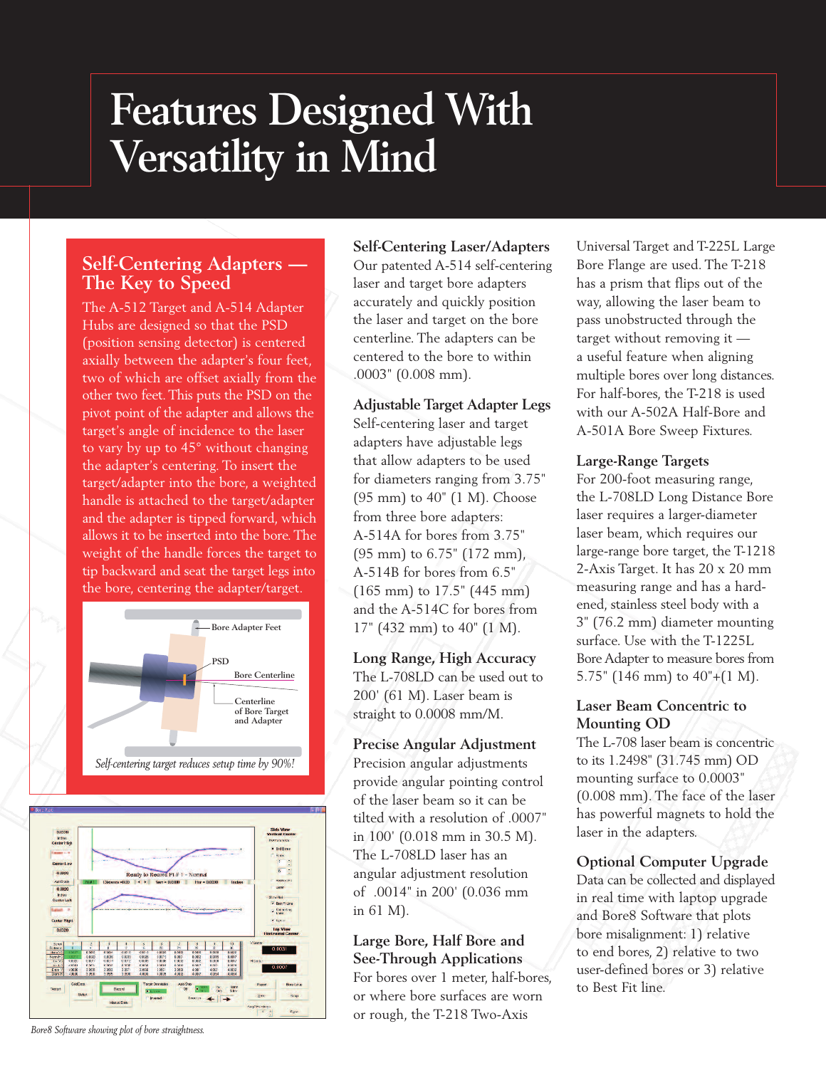# Features Designed With Versatility in Mind

## Self-Centering Adapters — The Key to Speed

The A-512 Target and A-514 Adapter Hubs are designed so that the PSD (position sensing detector) is centered axially between the adapter's four feet, two of which are offset axially from the other two feet. This puts the PSD on the pivot point of the adapter and allows the target's angle of incidence to the laser to vary by up to 45° without changing the adapter's centering. To insert the target/adapter into the bore, a weighted handle is attached to the target/adapter and the adapter is tipped forward, which allows it to be inserted into the bore. The weight of the handle forces the target to tip backward and seat the target legs into the bore, centering the adapter/target.

Bore Adapter Feet

PSD

Bore Centerline

Centerline of Bore Target and Adapter

*Self-centering target reduces setup time by 90%!*

*Bore8 Software showing plot of bore straightness.*

### Self-Centering Laser/Adapters

Our patented A-514 self-centering laser and target bore adapters accurately and quickly position the laser and target on the bore centerline. The adapters can be centered to the bore to within .0003" (0.008 mm).

### Adjustable Target Adapter Legs

Self-centering laser and target adapters have adjustable legs that allow adapters to be used for diameters ranging from 3.75" (95 mm) to 40" (1 M). Choose from three bore adapters: A-514A for bores from 3.75" (95 mm) to 6.75" (172 mm), A-514B for bores from 6.5" (165 mm) to 17.5" (445 mm) and the A-514C for bores from 17" (432 mm) to 40" (1 M).

### Long Range, High Accuracy

The L-708LD can be used out to 200' (61 M). Laser beam is straight to 0.0008 mm/M.

### Precise Angular Adjustment

Precision angular adjustments provide angular pointing control of the laser beam so it can be tilted with a resolution of .0007" in 100' (0.018 mm in 30.5 M). The L-708LD laser has an angular adjustment resolution of .0014" in 200' (0.036 mm in 61 M).

### Large Bore, Half Bore and See-Through Applications

For bores over 1 meter, half-bores, or where bore surfaces are worn or rough, the T-218 Two-Axis Universal Target and T-225L Large Bore Flange are used. The T-218 has a prism that flips out of the way, allowing the laser beam to pass unobstructed through the target without removing it — a useful feature when aligning multiple bores over long distances. For half-bores, the T-218 is used with our A-502A Half-Bore and A-501A Bore Sweep Fixtures.

### Large-Range Targets

For 200-foot measuring range, the L-708LD Long Distance Bore laser requires a larger-diameter laser beam, which requires our large-range bore target, the T-1218 2-Axis Target. It has 20 x 20 mm measuring range and has a hard-ened, stainless steel body with a 3" (76.2 mm) diameter mounting surface. Use with the T-1225L Bore Adapter to measure bores from 5.75" (146 mm) to 40"+(1 M).

### Laser Beam Concentric to Mounting OD

The L-708 laser beam is concentric to its 1.2498" (31.745 mm) OD mounting surface to 0.0003" (0.008 mm). The face of the laser has powerful magnets to hold the laser in the adapters.

### Optional Computer Upgrade

Data can be collected and displayed in real time with laptop upgrade and Bore8 Software that plots bore misalignment: 1) relative to end bores, 2) relative to two user-defined bores or 3) relative to Best Fit line.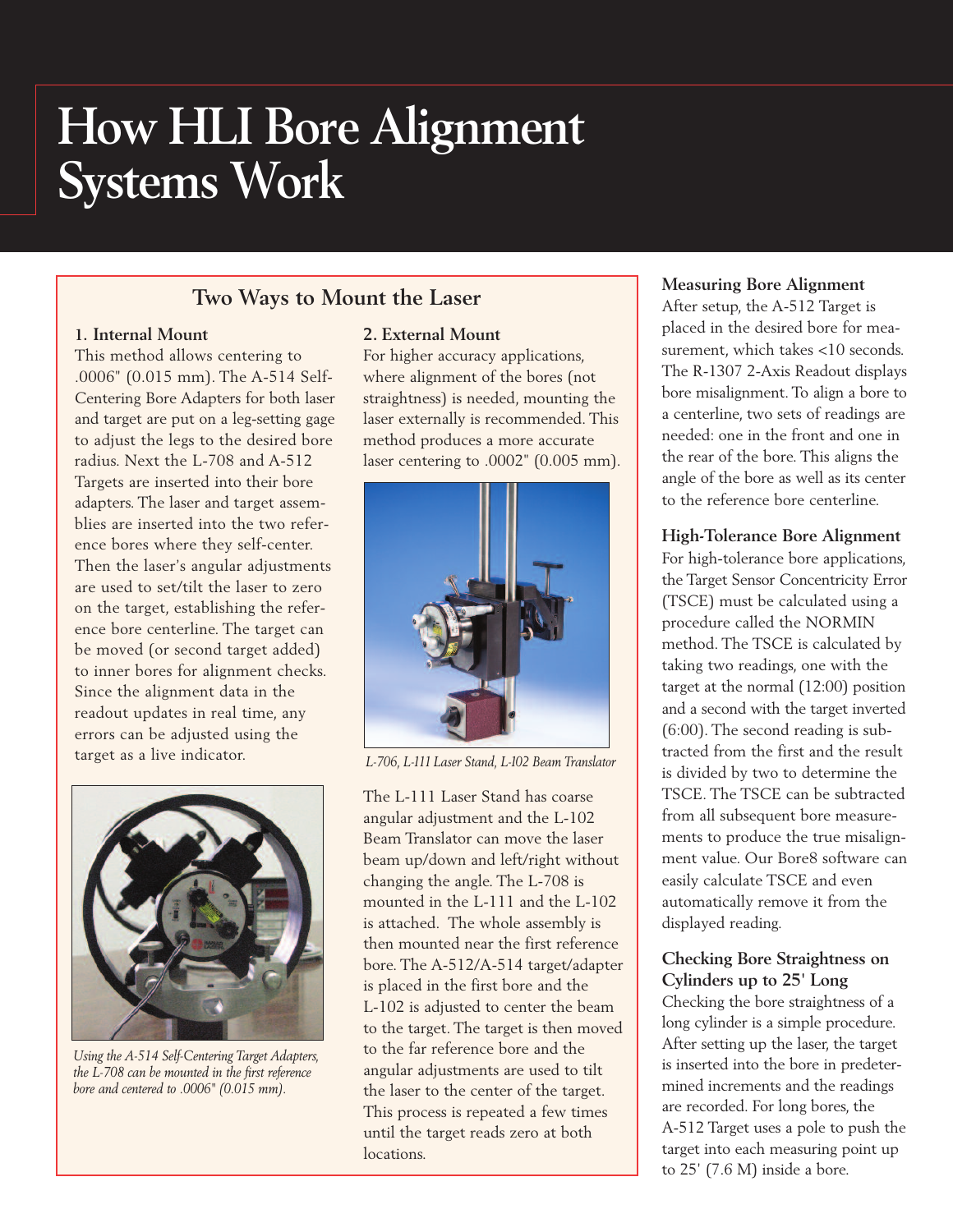# How HLI Bore Alignment Systems Work

## Two Ways to Mount the Laser

### 1. Internal Mount

This method allows centering to .0006" (0.015 mm). The A-514 Self-Centering Bore Adapters for both laser and target are put on a leg-setting gage to adjust the legs to the desired bore radius. Next the L-708 and A-512 Targets are inserted into their bore adapters. The laser and target assemblies are inserted into the two reference bores where they self-center. Then the laser's angular adjustments are used to set/tilt the laser to zero on the target, establishing the reference bore centerline. The target can be moved (or second target added) to inner bores for alignment checks. Since the alignment data in the readout updates in real time, any errors can be adjusted using the target as a live indicator.

*Using the A-514 Self-Centering Target Adapters, the L-708 can be mounted in the first reference bore and centered to .0006" (0.015 mm).*

### 2. External Mount

For higher accuracy applications, where alignment of the bores (not straightness) is needed, mounting the laser externally is recommended. This method produces a more accurate laser centering to .0002" (0.005 mm).

*L-706, L-111 Laser Stand, L-102 Beam Translator*

The L-111 Laser Stand has coarse angular adjustment and the L-102 Beam Translator can move the laser beam up/down and left/right without changing the angle. The L-708 is mounted in the L-111 and the L-102 is attached. The whole assembly is then mounted near the first reference bore. The A-512/A-514 target/adapter is placed in the first bore and the L-102 is adjusted to center the beam to the target. The target is then moved to the far reference bore and the angular adjustments are used to tilt the laser to the center of the target. This process is repeated a few times until the target reads zero at both locations.

### Measuring Bore Alignment

After setup, the A-512 Target is placed in the desired bore for measurement, which takes <10 seconds. The R-1307 2-Axis Readout displays bore misalignment. To align a bore to a centerline, two sets of readings are needed: one in the front and one in the rear of the bore. This aligns the angle of the bore as well as its center to the reference bore centerline.

### High-Tolerance Bore Alignment

For high-tolerance bore applications, the Target Sensor Concentricity Error (TSCE) must be calculated using a procedure called the NORMIN method. The TSCE is calculated by taking two readings, one with the target at the normal (12:00) position and a second with the target inverted (6:00). The second reading is subtracted from the first and the result is divided by two to determine the TSCE. The TSCE can be subtracted from all subsequent bore measurements to produce the true misalignment value. Our Bore8 software can easily calculate TSCE and even automatically remove it from the displayed reading.

### Checking Bore Straightness on Cylinders up to 25' Long

Checking the bore straightness of a long cylinder is a simple procedure. After setting up the laser, the target is inserted into the bore in predetermined increments and the readings are recorded. For long bores, the A-512 Target uses a pole to push the target into each measuring point up to 25' (7.6 M) inside a bore.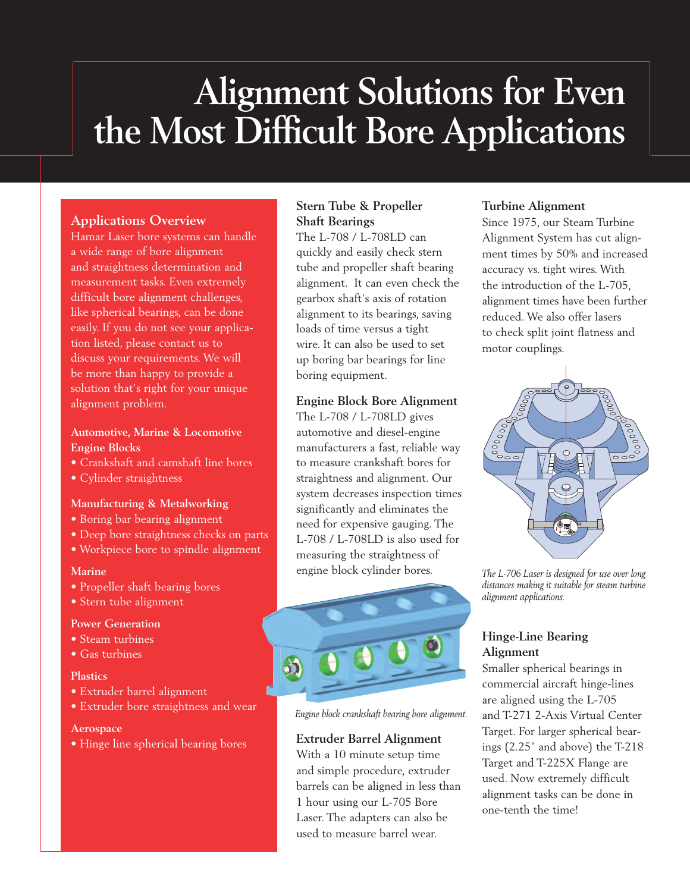# Alignment Solutions for Even the Most Difficult Bore Applications

## Applications Overview

Hamar Laser bore systems can handle a wide range of bore alignment and straightness determination and measurement tasks. Even extremely difficult bore alignment challenges, like spherical bearings, can be done easily. If you do not see your application listed, please contact us to discuss your requirements. We will be more than happy to provide a solution that's right for your unique alignment problem.

### Automotive, Marine & Locomotive Engine Blocks

- Crankshaft and camshaft line bores
- Cylinder straightness

### Manufacturing & Metalworking

- Boring bar bearing alignment
- Deep bore straightness checks on parts
- Workpiece bore to spindle alignment

### Marine

- Propeller shaft bearing bores
- Stern tube alignment

### Power Generation

- Steam turbines
- Gas turbines

### Plastics

- Extruder barrel alignment
- Extruder bore straightness and wear

### Aerospace

- Hinge line spherical bearing bores

## Stern Tube & Propeller Shaft Bearings

The L-708 / L-708LD can quickly and easily check stern tube and propeller shaft bearing alignment. It can even check the gearbox shaft's axis of rotation alignment to its bearings, saving loads of time versus a tight wire. It can also be used to set up boring bar bearings for line boring equipment.

## Engine Block Bore Alignment

The L-708 / L-708LD gives automotive and diesel-engine manufacturers a fast, reliable way to measure crankshaft bores for straightness and alignment. Our system decreases inspection times significantly and eliminates the need for expensive gauging. The L-708 / L-708LD is also used for measuring the straightness of engine block cylinder bores.

*Engine block crankshaft bearing bore alignment.*

## Extruder Barrel Alignment

With a 10 minute setup time and simple procedure, extruder barrels can be aligned in less than 1 hour using our L-705 Bore Laser. The adapters can also be used to measure barrel wear.

## Turbine Alignment

Since 1975, our Steam Turbine Alignment System has cut alignment times by 50% and increased accuracy vs. tight wires. With the introduction of the L-705, alignment times have been further reduced. We also offer lasers to check split joint flatness and motor couplings.

*The L-706 Laser is designed for use over long distances making it suitable for steam turbine alignment applications.*

## Hinge-Line Bearing Alignment

Smaller spherical bearings in commercial aircraft hinge-lines are aligned using the L-705 and T-271 2-Axis Virtual Center Target. For larger spherical bearings (2.25" and above) the T-218 Target and T-225X Flange are used. Now extremely difficult alignment tasks can be done in one-tenth the time!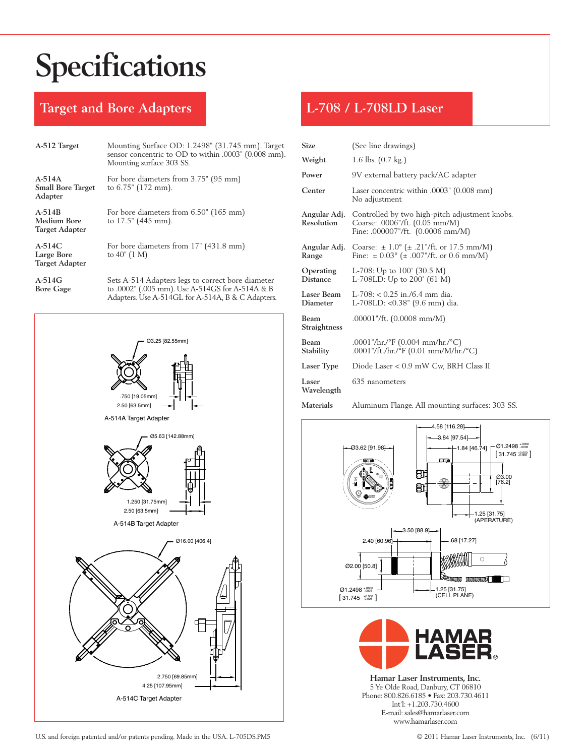# Specifications

## Target and Bore Adapters

| | |
|---|---|
| **A-512 Target** | Mounting Surface OD: 1.2498" (31.745 mm). Target sensor concentric to OD to within .0003" (0.008 mm). Mounting surface 303 SS. |
| **A-514A Small Bore Target Adapter** | For bore diameters from 3.75" (95 mm) to 6.75" (172 mm). |
| **A-514B Medium Bore Target Adapter** | For bore diameters from 6.50" (165 mm) to 17.5" (445 mm). |
| **A-514C Large Bore Target Adapter** | For bore diameters from 17" (431.8 mm) to 40" (1 M) |
| **A-514G Bore Gage** | Sets A-514 Adapters legs to correct bore diameter to .0002" (.005 mm). Use A-514GS for A-514A & B Adapters. Use A-514GL for A-514A, B & C Adapters. |

Ø3.25 [82.55mm]
.750 [19.05mm]
2.50 [63.5mm]

A-514A Target Adapter

Ø5.63 [142.88mm]
1.250 [31.75mm]
2.50 [63.5mm]

A-514B Target Adapter

Ø16.00 [406.4]
2.750 [69.85mm]
4.25 [107.95mm]

A-514C Target Adapter

## L-708 / L-708LD Laser

| | |
|---|---|
| **Size** | (See line drawings) |
| **Weight** | 1.6 lbs. (0.7 kg.) |
| **Power** | 9V external battery pack/AC adapter |
| **Center** | Laser concentric within .0003" (0.008 mm)<br>No adjustment |
| **Angular Adj. Resolution** | Controlled by two high-pitch adjustment knobs.<br>Coarse: .0006"/ft. (0.05 mm/M)<br>Fine: .000007"/ft. (0.0006 mm/M) |
| **Angular Adj. Range** | Coarse: ± 1.0° (± .21"/ft. or 17.5 mm/M)<br>Fine: ± 0.03° (± .007"/ft. or 0.6 mm/M) |
| **Operating Distance** | L-708: Up to 100' (30.5 M)<br>L-708LD: Up to 200' (61 M) |
| **Laser Beam Diameter** | L-708: < 0.25 in./6.4 mm dia.<br>L-708LD: <0.38" (9.6 mm) dia. |
| **Beam Straightness** | .00001"/ft. (0.0008 mm/M) |
| **Beam Stability** | .0001"/hr./°F (0.004 mm/hr./°C)<br>.0001"/ft./hr./°F (0.01 mm/M/hr./°C) |
| **Laser Type** | Diode Laser < 0.9 mW Cw, BRH Class II |
| **Laser Wavelength** | 635 nanometers |
| **Materials** | Aluminum Flange. All mounting surfaces: 303 SS. |

4.58 [116.28]
3.84 [97.54]
Ø3.62 [91.98]
1.84 [46.74]
Ø1.2498 $^{+.0000}_{-.0003}$
[31.745 $^{+0.000}_{-0.008}$ ]
Ø3.00
[76.2]
1.25 [31.75]
(APERATURE)

3.50 [88.9]
2.40 [60.96]
.68 [17.27]
Ø2.00 [50.8]
Ø1.2498 $^{+.0000}_{-.0003}$
[31.745 $^{+0.000}_{-0.008}$ ]
1.25 [31.75]
(CELL PLANE)

HAMAR LASER®

**Hamar Laser Instruments, Inc.**
5 Ye Olde Road, Danbury, CT 06810
Phone: 800.826.6185 • Fax: 203.730.4611
Int'l: +1.203.730.4600
E-mail: sales@hamarlaser.com
www.hamarlaser.com

U.S. and foreign patented and/or patents pending. Made in the USA. L-705DS.PM5

© 2011 Hamar Laser Instruments, Inc. (6/11)